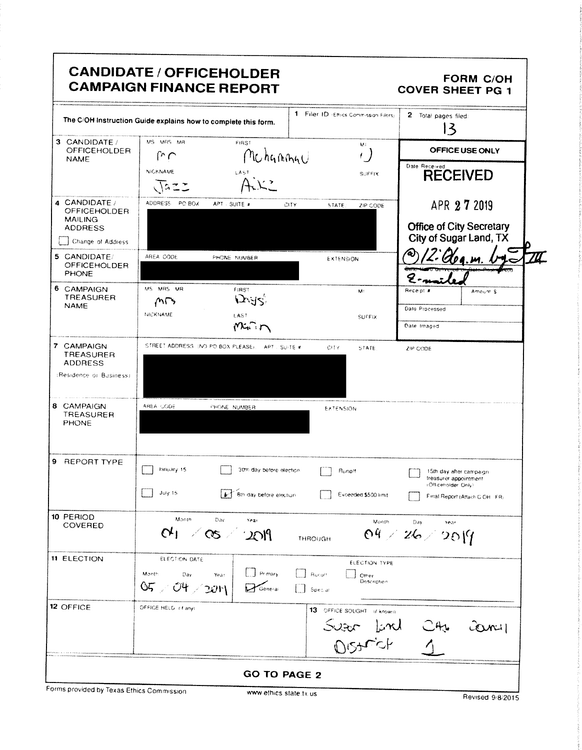# CANDIDATE / OFFICEHOLDER CAMPAIGN FINANCE REPORT

**FORM C/OH COVER SHEET PG 1**

The C/OH Instruction Guide explains how to complete this form.

**1** Filer ID (Ethics Commission Filers)

**2** Total pages filed: 13

**OFFICE USE ONLY**

Date Received: **RECEIVED** APR 27 2019 Office of City Secretary City of Sugar Land, TX @12:06p.m. by [initials] e-mailed

Receipt # | Amount $

Date Processed

Date Imaged

**3 CANDIDATE / OFFICEHOLDER NAME**

MS / MRS / MR: Mr

FIRST: Mohammad

MI: U

NICKNAME: Jazz

LAST: Aziz

SUFFIX:

**4 CANDIDATE / OFFICEHOLDER MAILING ADDRESS**

ADDRESS / PO BOX; APT / SUITE #; CITY; STATE; ZIP CODE: [REDACTED]

☐ Change of Address

**5 CANDIDATE / OFFICEHOLDER PHONE**

AREA CODE; PHONE NUMBER: [REDACTED]

EXTENSION:

**6 CAMPAIGN TREASURER NAME**

MS / MRS / MR: Mrs

FIRST: Daisy

MI:

NICKNAME:

LAST: Marin

SUFFIX:

**7 CAMPAIGN TREASURER ADDRESS** (Residence or Business)

STREET ADDRESS (NO PO BOX PLEASE); APT / SUITE #; CITY; STATE; ZIP CODE: [REDACTED]

**8 CAMPAIGN TREASURER PHONE**

AREA CODE; PHONE NUMBER: [REDACTED]

EXTENSION:

**9 REPORT TYPE**

- ☐ January 15
- ☐ 30th day before election
- ☐ Runoff
- ☐ 15th day after campaign treasurer appointment (Officeholder Only)
- ☐ July 15
- ☑ 8th day before election
- ☐ Exceeded $500 limit
- ☐ Final Report (Attach C/OH - FR)

**10 PERIOD COVERED**

Month / Day / Year: 04 / 05 / 2019 THROUGH Month / Day / Year: 04 / 26 / 2019

**11 ELECTION**

ELECTION DATE: Month / Day / Year: 05 / 04 / 2019

ELECTION TYPE:

- ☐ Primary
- ☐ Runoff
- ☐ Other Description
- ☑ General
- ☐ Special

**12 OFFICE**

OFFICE HELD (if any):

**13** OFFICE SOUGHT (if known): Sugar Land City Council District 1

**GO TO PAGE 2**

Forms provided by Texas Ethics Commission www.ethics.state.tx.us Revised 9/8/2015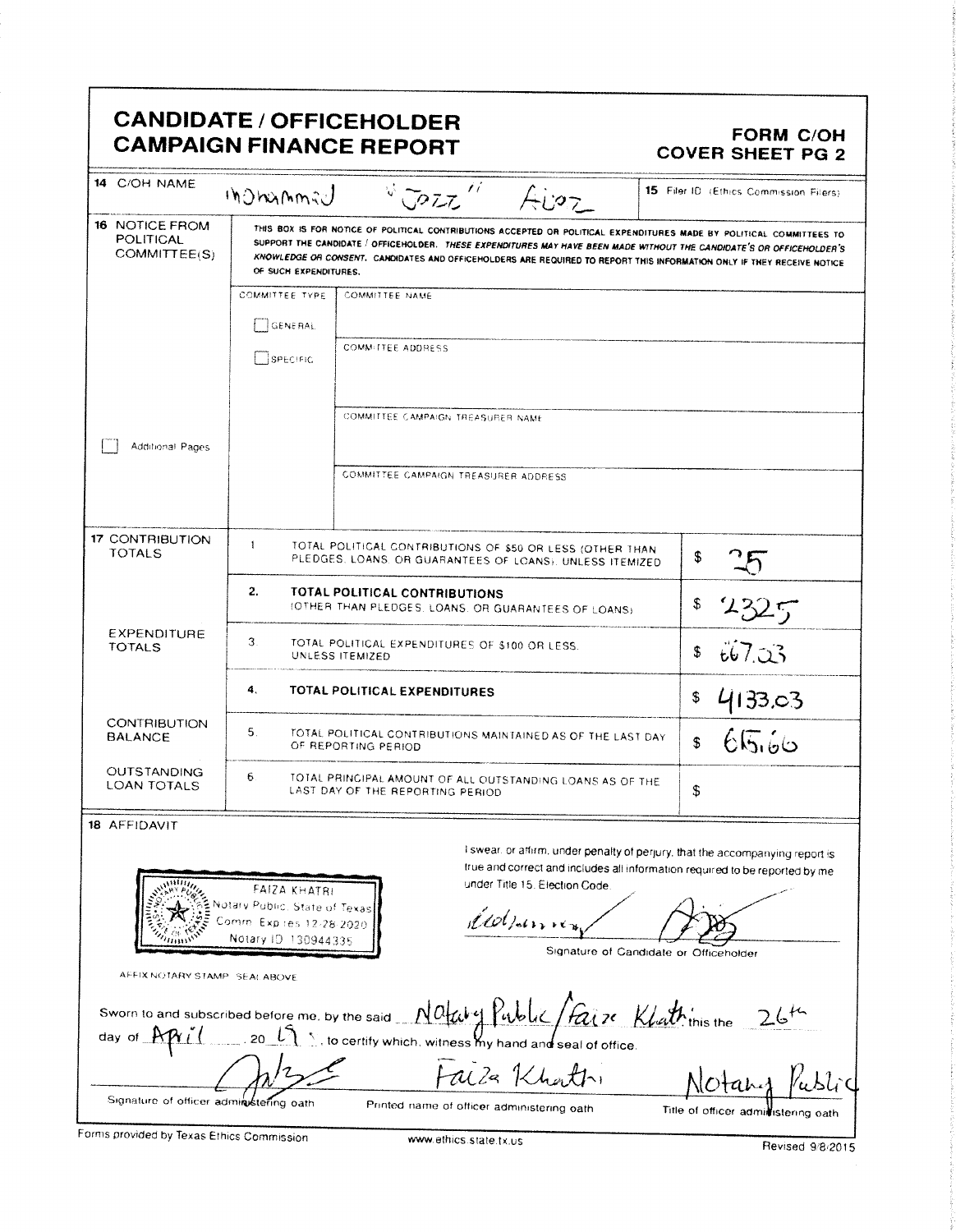# CANDIDATE / OFFICEHOLDER CAMPAIGN FINANCE REPORT

**FORM C/OH COVER SHEET PG 2**

| | | |
|---|---|---|
| **14** C/OH NAME | Mohammad "Jazz" Aziz | **15** Filer ID (Ethics Commission Filers) |

**16 NOTICE FROM POLITICAL COMMITTEE(S)**

THIS BOX IS FOR NOTICE OF POLITICAL CONTRIBUTIONS ACCEPTED OR POLITICAL EXPENDITURES MADE BY POLITICAL COMMITTEES TO SUPPORT THE CANDIDATE / OFFICEHOLDER. *THESE EXPENDITURES MAY HAVE BEEN MADE WITHOUT THE CANDIDATE'S OR OFFICEHOLDER'S KNOWLEDGE OR CONSENT.* CANDIDATES AND OFFICEHOLDERS ARE REQUIRED TO REPORT THIS INFORMATION ONLY IF THEY RECEIVE NOTICE OF SUCH EXPENDITURES.

| COMMITTEE TYPE | |
|---|---|
| ☐ GENERAL | COMMITTEE NAME |
| ☐ SPECIFIC | COMMITTEE ADDRESS |
| | COMMITTEE CAMPAIGN TREASURER NAME |
| | COMMITTEE CAMPAIGN TREASURER ADDRESS |

☐ Additional Pages

| Section | # | Description | Amount |
|---|---|---|---|
| **17 CONTRIBUTION TOTALS** | 1. | TOTAL POLITICAL CONTRIBUTIONS OF $50 OR LESS (OTHER THAN PLEDGES, LOANS, OR GUARANTEES OF LOANS), UNLESS ITEMIZED | $ 25 |
| | 2. | **TOTAL POLITICAL CONTRIBUTIONS** (OTHER THAN PLEDGES, LOANS, OR GUARANTEES OF LOANS) | $ 2325 |
| **EXPENDITURE TOTALS** | 3. | TOTAL POLITICAL EXPENDITURES OF $100 OR LESS, UNLESS ITEMIZED | $ 667.03 |
| | 4. | **TOTAL POLITICAL EXPENDITURES** | $ 4133.03 |
| **CONTRIBUTION BALANCE** | 5. | TOTAL POLITICAL CONTRIBUTIONS MAINTAINED AS OF THE LAST DAY OF REPORTING PERIOD | $ 615.66 |
| **OUTSTANDING LOAN TOTALS** | 6. | TOTAL PRINCIPAL AMOUNT OF ALL OUTSTANDING LOANS AS OF THE LAST DAY OF THE REPORTING PERIOD | $ |

**18 AFFIDAVIT**

FAIZA KHATRI
Notary Public, State of Texas
Comm. Expires 12-28-2020
Notary ID 130944335

AFFIX NOTARY STAMP / SEAL ABOVE

I swear, or affirm, under penalty of perjury, that the accompanying report is true and correct and includes all information required to be reported by me under Title 15, Election Code.

[Signature]

Signature of Candidate or Officeholder

Sworn to and subscribed before me, by the said Notary Public / Faiza Khatri this the 26th day of April, 2019, to certify which, witness my hand and seal of office.

| [Signature] | Faiza Khatri | Notary Public |
|---|---|---|
| Signature of officer administering oath | Printed name of officer administering oath | Title of officer administering oath |

Forms provided by Texas Ethics Commission — www.ethics.state.tx.us — Revised 9/8/2015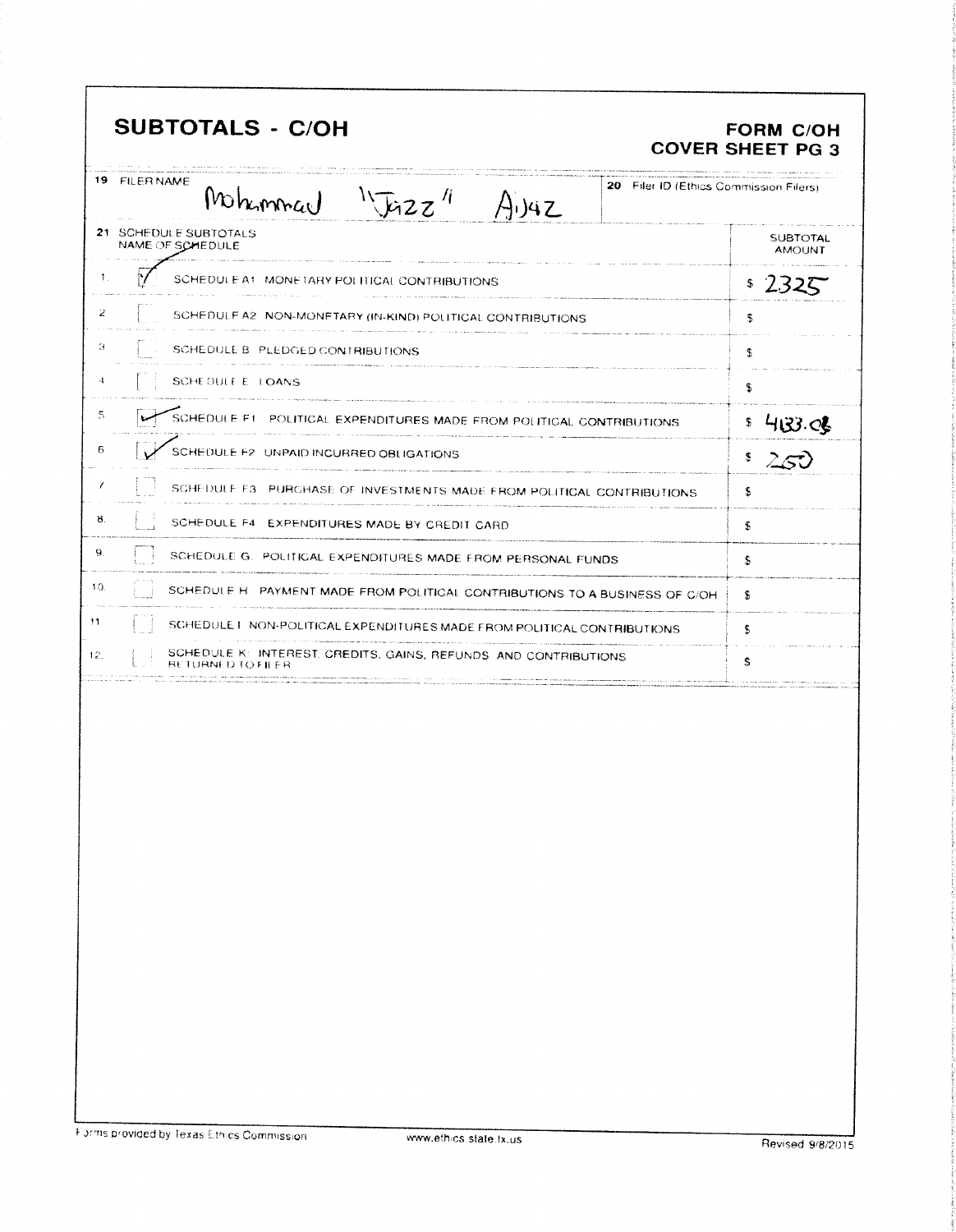# SUBTOTALS - C/OH

**FORM C/OH**
**COVER SHEET PG 3**

| 19 FILER NAME | 20 Filer ID (Ethics Commission Filers) |
|---|---|
| Mohammad "Jazz" Aijaz | |

| 21 SCHEDULE SUBTOTALS NAME OF SCHEDULE | | | SUBTOTAL AMOUNT |
|---|---|---|---|
| 1. | ☑ | SCHEDULE A1: MONETARY POLITICAL CONTRIBUTIONS | $ 2325 |
| 2. | ☐ | SCHEDULE A2: NON-MONETARY (IN-KIND) POLITICAL CONTRIBUTIONS | $ |
| 3. | ☐ | SCHEDULE B: PLEDGED CONTRIBUTIONS | $ |
| 4. | ☐ | SCHEDULE E: LOANS | $ |
| 5. | ☑ | SCHEDULE F1: POLITICAL EXPENDITURES MADE FROM POLITICAL CONTRIBUTIONS | $ 4133.08 |
| 6. | ☑ | SCHEDULE F2: UNPAID INCURRED OBLIGATIONS | $ 250 |
| 7. | ☐ | SCHEDULE F3: PURCHASE OF INVESTMENTS MADE FROM POLITICAL CONTRIBUTIONS | $ |
| 8. | ☐ | SCHEDULE F4: EXPENDITURES MADE BY CREDIT CARD | $ |
| 9. | ☐ | SCHEDULE G: POLITICAL EXPENDITURES MADE FROM PERSONAL FUNDS | $ |
| 10. | ☐ | SCHEDULE H: PAYMENT MADE FROM POLITICAL CONTRIBUTIONS TO A BUSINESS OF C/OH | $ |
| 11. | ☐ | SCHEDULE I: NON-POLITICAL EXPENDITURES MADE FROM POLITICAL CONTRIBUTIONS | $ |
| 12. | ☐ | SCHEDULE K: INTEREST, CREDITS, GAINS, REFUNDS, AND CONTRIBUTIONS RETURNED TO FILER | $ |

Forms provided by Texas Ethics Commission    www.ethics.state.tx.us    Revised 9/8/2015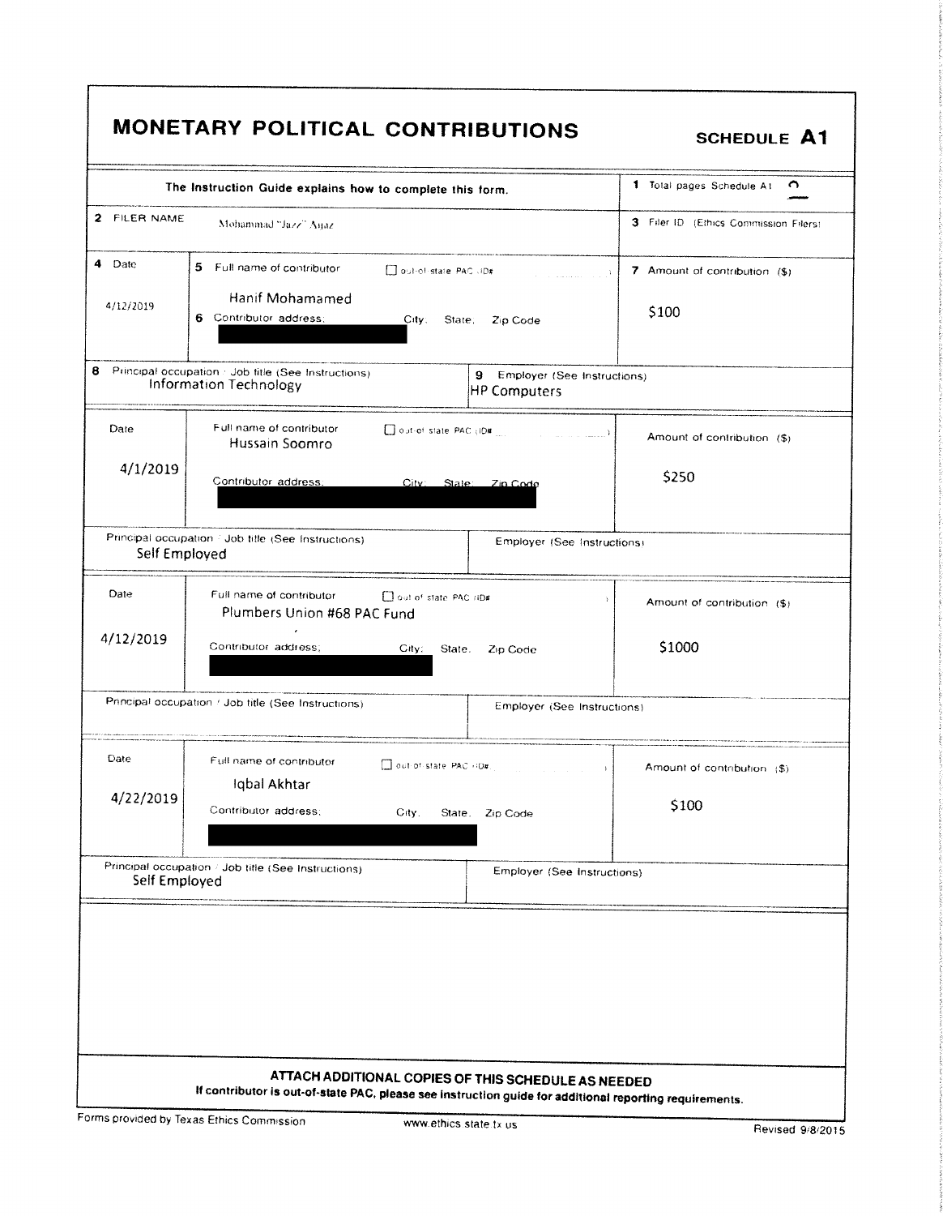# MONETARY POLITICAL CONTRIBUTIONS

**SCHEDULE A1**

The Instruction Guide explains how to complete this form.

**1** Total pages Schedule A1: 2

**2** FILER NAME: Mohammad "Jazz" Aijaz

**3** Filer ID (Ethics Commission Filers):

| 4 Date | 5 Full name of contributor / 6 Contributor address; City; State; Zip Code | 7 Amount of contribution ($) |
|---|---|---|
| 4/12/2019 | ☐ out-of-state PAC (ID#: ) Hanif Mohamamed | $100 |

**8** Principal occupation / Job title (See Instructions): Information Technology

**9** Employer (See Instructions): HP Computers

| Date | Full name of contributor / Contributor address; City; State; Zip Code | Amount of contribution ($) |
|---|---|---|
| 4/1/2019 | ☐ out-of-state PAC (ID#: ) Hussain Soomro | $250 |

Principal occupation / Job title (See Instructions): Self Employed

Employer (See Instructions):

| Date | Full name of contributor / Contributor address; City; State; Zip Code | Amount of contribution ($) |
|---|---|---|
| 4/12/2019 | ☐ out-of-state PAC (ID#: ) Plumbers Union #68 PAC Fund | $1000 |

Principal occupation / Job title (See Instructions):

Employer (See Instructions):

| Date | Full name of contributor / Contributor address; City; State; Zip Code | Amount of contribution ($) |
|---|---|---|
| 4/22/2019 | ☐ out-of-state PAC (ID#: ) Iqbal Akhtar | $100 |

Principal occupation / Job title (See Instructions): Self Employed

Employer (See Instructions):

**ATTACH ADDITIONAL COPIES OF THIS SCHEDULE AS NEEDED**

**If contributor is out-of-state PAC, please see instruction guide for additional reporting requirements.**

Forms provided by Texas Ethics Commission www.ethics.state.tx.us Revised 9/8/2015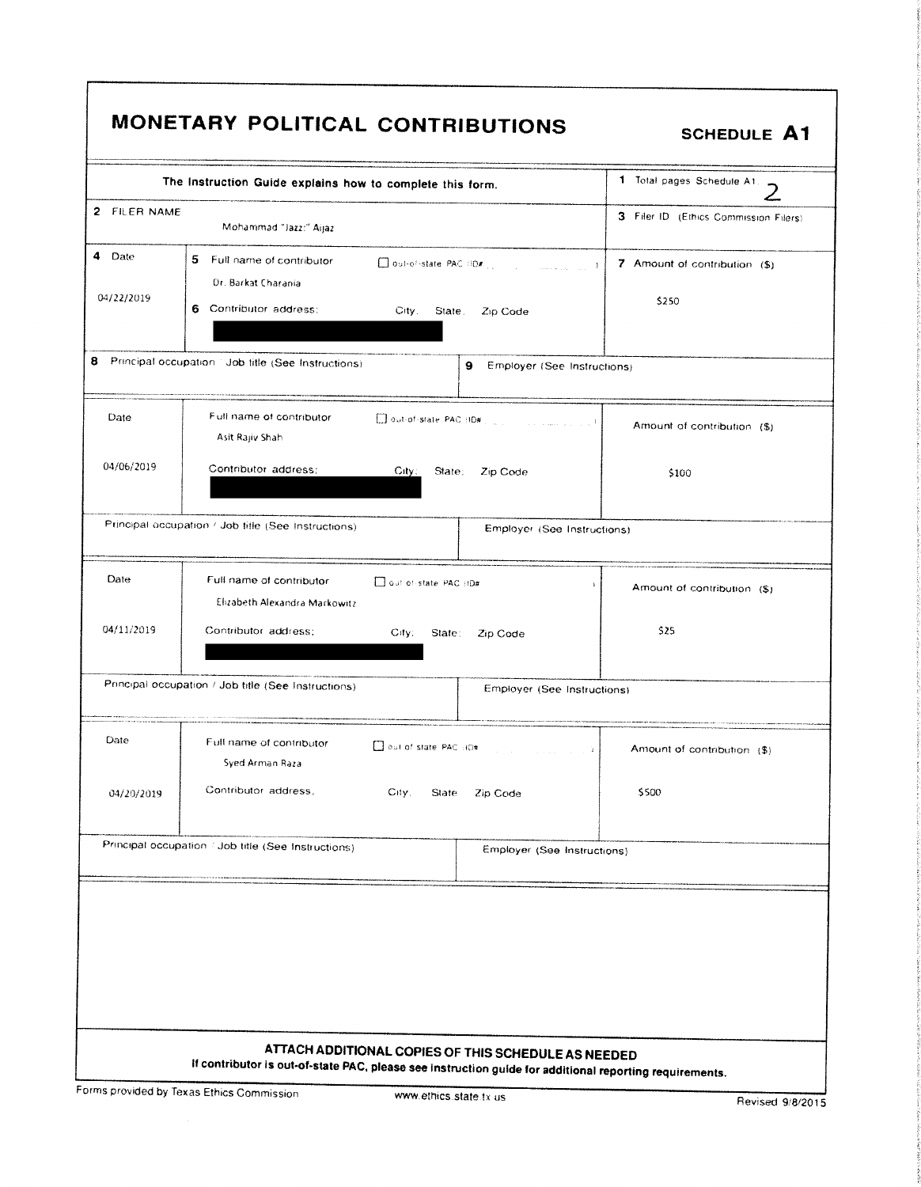# MONETARY POLITICAL CONTRIBUTIONS

**SCHEDULE A1**

| The Instruction Guide explains how to complete this form. | 1 Total pages Schedule A1: 2 |
|---|---|
| 2 FILER NAME: Mohammad "Jazz" Aijaz | 3 Filer ID (Ethics Commission Filers) |

| 4 Date | 5 Full name of contributor ☐ out-of-state PAC (ID#: ) / 6 Contributor address; City; State; Zip Code | 7 Amount of contribution ($) |
|---|---|---|
| 04/22/2019 | Dr. Barkat Charania / [REDACTED] | $250 |
| 8 Principal occupation / Job title (See Instructions) | 9 Employer (See Instructions) | |

| Date | Full name of contributor ☐ out-of-state PAC (ID#: ) / Contributor address; City; State; Zip Code | Amount of contribution ($) |
|---|---|---|
| 04/06/2019 | Asit Rajiv Shah / [REDACTED] | $100 |
| Principal occupation / Job title (See Instructions) | Employer (See Instructions) | |

| Date | Full name of contributor ☐ out-of-state PAC (ID#: ) / Contributor address; City; State; Zip Code | Amount of contribution ($) |
|---|---|---|
| 04/11/2019 | Elizabeth Alexandra Markowitz / [REDACTED] | $25 |
| Principal occupation / Job title (See Instructions) | Employer (See Instructions) | |

| Date | Full name of contributor ☐ out-of-state PAC (ID#: ) / Contributor address; City; State; Zip Code | Amount of contribution ($) |
|---|---|---|
| 04/20/2019 | Syed Arman Raza | $500 |
| Principal occupation / Job title (See Instructions) | Employer (See Instructions) | |

**ATTACH ADDITIONAL COPIES OF THIS SCHEDULE AS NEEDED**

**If contributor is out-of-state PAC, please see instruction guide for additional reporting requirements.**

Forms provided by Texas Ethics Commission www.ethics.state.tx.us Revised 9/8/2015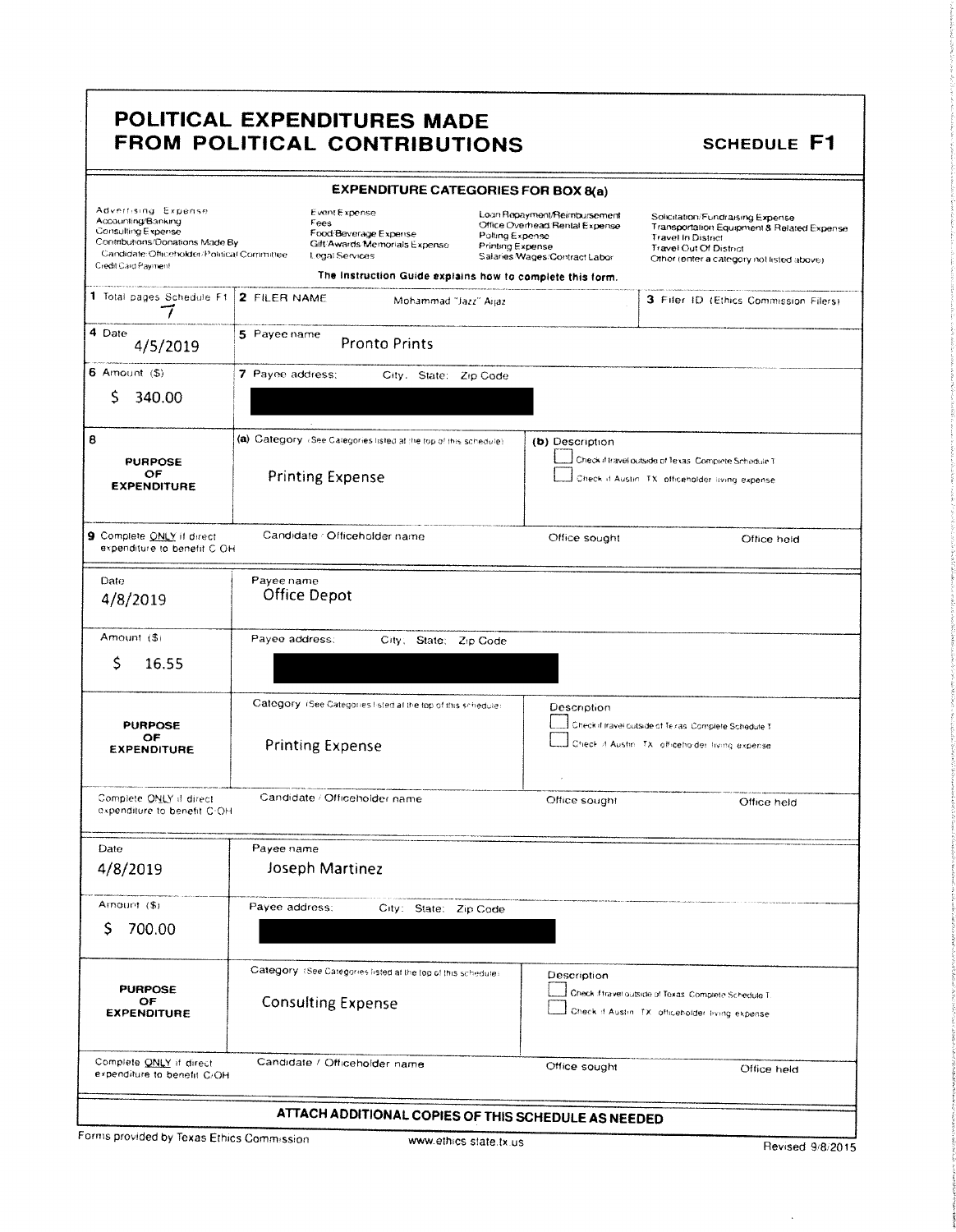# POLITICAL EXPENDITURES MADE FROM POLITICAL CONTRIBUTIONS

**SCHEDULE F1**

### EXPENDITURE CATEGORIES FOR BOX 8(a)

| | | | |
|---|---|---|---|
| Advertising Expense | Event Expense | Loan Repayment/Reimbursement | Solicitation/Fundraising Expense |
| Accounting/Banking | Fees | Office Overhead/Rental Expense | Transportation Equipment & Related Expense |
| Consulting Expense | Food/Beverage Expense | Polling Expense | Travel In District |
| Contributions/Donations Made By Candidate/Officeholder/Political Committee | Gift/Awards/Memorials Expense | Printing Expense | Travel Out Of District |
| Credit Card Payment | Legal Services | Salaries/Wages/Contract Labor | Other (enter a category not listed above) |

The Instruction Guide explains how to complete this form.

| | | |
|---|---|---|
| **1** Total pages Schedule F1: 7 | **2** FILER NAME: Mohammad "Jazz" Aijaz | **3** Filer ID (Ethics Commission Filers) |

| | |
|---|---|
| **4** Date: 4/5/2019 | **5** Payee name: Pronto Prints |
| **6** Amount ($): $ 340.00 | **7** Payee address: City; State; Zip Code: [redacted] |
| **8** PURPOSE OF EXPENDITURE | **(a)** Category (See Categories listed at the top of this schedule): Printing Expense |
| | **(b)** Description: ☐ Check if travel outside of Texas. Complete Schedule T. ☐ Check if Austin, TX, officeholder living expense |
| **9** Complete ONLY if direct expenditure to benefit C/OH | Candidate / Officeholder name: — Office sought: — Office held: — |

| | |
|---|---|
| Date: 4/8/2019 | Payee name: Office Depot |
| Amount ($): $ 16.55 | Payee address: City; State; Zip Code: [redacted] |
| PURPOSE OF EXPENDITURE | Category (See Categories listed at the top of this schedule): Printing Expense |
| | Description: ☐ Check if travel outside of Texas. Complete Schedule T. ☐ Check if Austin, TX, officeholder living expense |
| Complete ONLY if direct expenditure to benefit C/OH | Candidate / Officeholder name: — Office sought: — Office held: — |

| | |
|---|---|
| Date: 4/8/2019 | Payee name: Joseph Martinez |
| Amount ($): $ 700.00 | Payee address: City; State; Zip Code: [redacted] |
| PURPOSE OF EXPENDITURE | Category (See Categories listed at the top of this schedule): Consulting Expense |
| | Description: ☐ Check if travel outside of Texas. Complete Schedule T. ☐ Check if Austin, TX, officeholder living expense |
| Complete ONLY if direct expenditure to benefit C/OH | Candidate / Officeholder name: — Office sought: — Office held: — |

**ATTACH ADDITIONAL COPIES OF THIS SCHEDULE AS NEEDED**

Forms provided by Texas Ethics Commission — www.ethics.state.tx.us — Revised 9/8/2015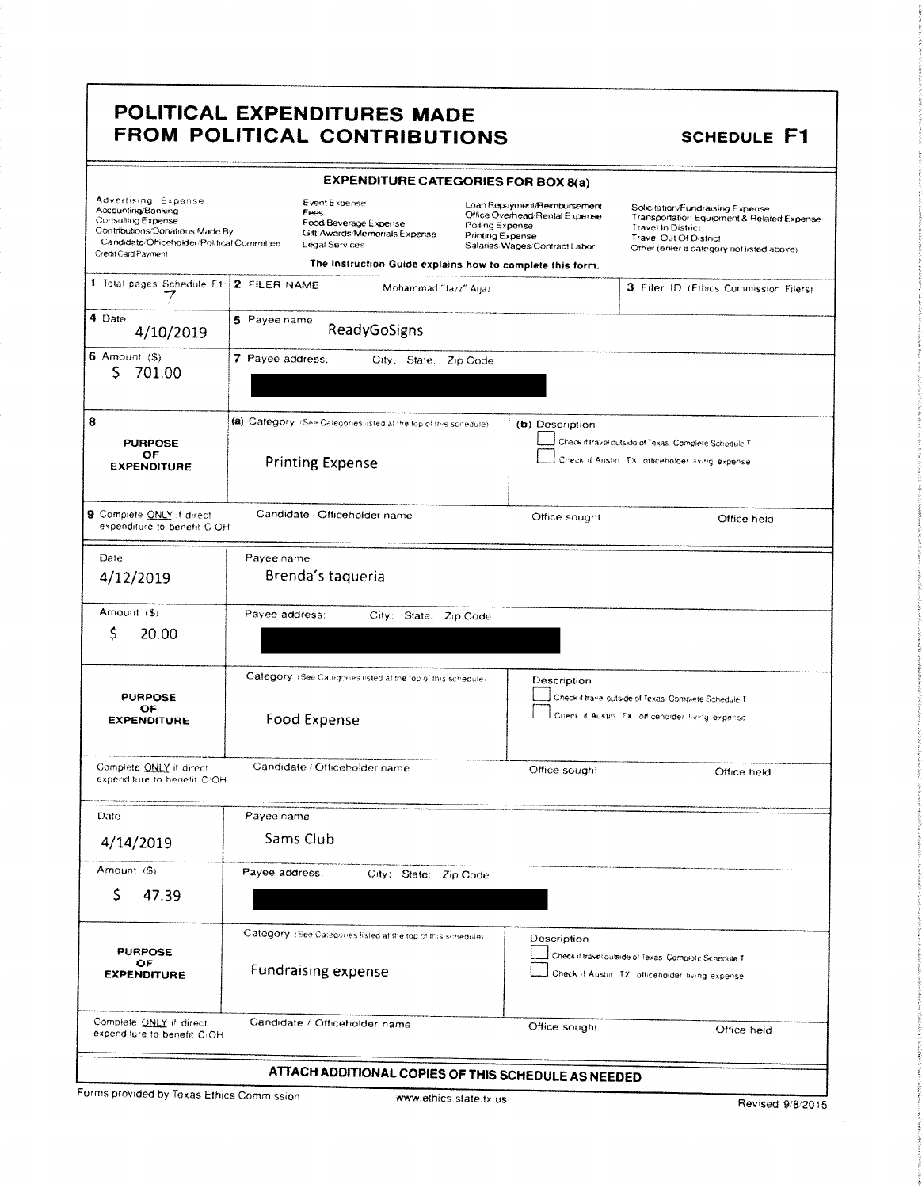# POLITICAL EXPENDITURES MADE FROM POLITICAL CONTRIBUTIONS

## SCHEDULE F1

### EXPENDITURE CATEGORIES FOR BOX 8(a)

| | | | |
|---|---|---|---|
| Advertising Expense | Event Expense | Loan Repayment/Reimbursement | Solicitation/Fundraising Expense |
| Accounting/Banking | Fees | Office Overhead/Rental Expense | Transportation Equipment & Related Expense |
| Consulting Expense | Food/Beverage Expense | Polling Expense | Travel In District |
| Contributions/Donations Made By Candidate/Officeholder/Political Committee | Gift/Awards/Memorials Expense | Printing Expense | Travel Out Of District |
| Credit Card Payment | Legal Services | Salaries/Wages/Contract Labor | Other (enter a category not listed above) |

The Instruction Guide explains how to complete this form.

| | | |
|---|---|---|
| 1 Total pages Schedule F1: 7 | 2 FILER NAME: Mohammad "Jazz" Aijaz | 3 Filer ID (Ethics Commission Filers) |

| | |
|---|---|
| 4 Date: 4/10/2019 | 5 Payee name: ReadyGoSigns |
| 6 Amount ($): $ 701.00 | 7 Payee address; City; State; Zip Code: [REDACTED] |
| 8 PURPOSE OF EXPENDITURE | (a) Category (See Categories listed at the top of this schedule): Printing Expense |
| | (b) Description: ☐ Check if travel outside of Texas. Complete Schedule T ☐ Check if Austin, TX, officeholder living expense |
| 9 Complete ONLY if direct expenditure to benefit C/OH | Candidate / Officeholder name; Office sought; Office held |

| | |
|---|---|
| Date: 4/12/2019 | Payee name: Brenda's taqueria |
| Amount ($): $ 20.00 | Payee address; City; State; Zip Code: [REDACTED] |
| PURPOSE OF EXPENDITURE | Category (See Categories listed at the top of this schedule): Food Expense |
| | Description: ☐ Check if travel outside of Texas. Complete Schedule T ☐ Check if Austin, TX, officeholder living expense |
| Complete ONLY if direct expenditure to benefit C/OH | Candidate / Officeholder name; Office sought; Office held |

| | |
|---|---|
| Date: 4/14/2019 | Payee name: Sams Club |
| Amount ($): $ 47.39 | Payee address; City; State; Zip Code: [REDACTED] |
| PURPOSE OF EXPENDITURE | Category (See Categories listed at the top of this schedule): Fundraising expense |
| | Description: ☐ Check if travel outside of Texas. Complete Schedule T ☐ Check if Austin, TX, officeholder living expense |
| Complete ONLY if direct expenditure to benefit C/OH | Candidate / Officeholder name; Office sought; Office held |

**ATTACH ADDITIONAL COPIES OF THIS SCHEDULE AS NEEDED**

Forms provided by Texas Ethics Commission www.ethics.state.tx.us Revised 9/8/2015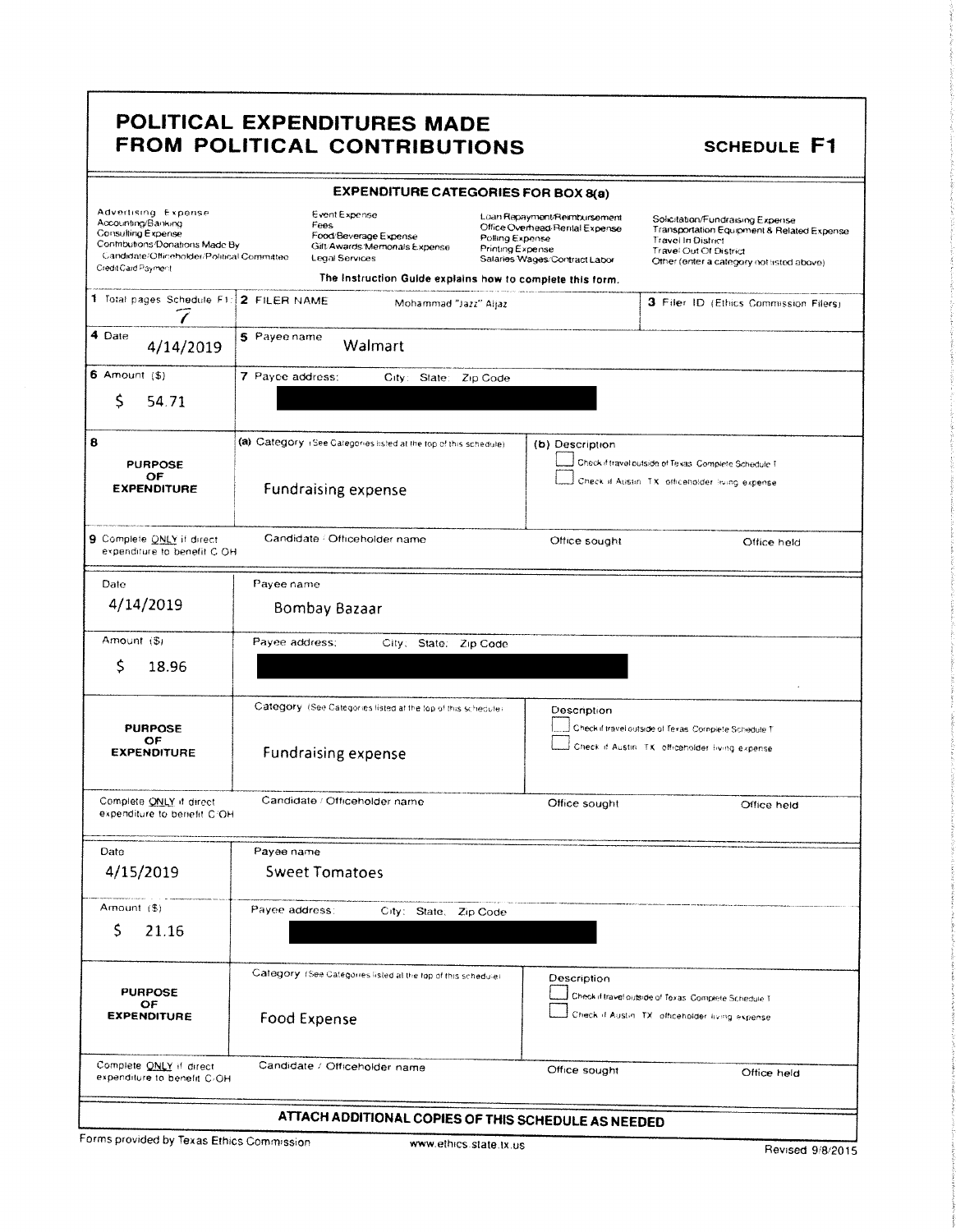# POLITICAL EXPENDITURES MADE FROM POLITICAL CONTRIBUTIONS

**SCHEDULE F1**

### EXPENDITURE CATEGORIES FOR BOX 8(a)

| | | | |
|---|---|---|---|
| Advertising Expense<br>Accounting/Banking<br>Consulting Expense<br>Contributions/Donations Made By Candidate/Officeholder/Political Committee<br>Credit Card Payment | Event Expense<br>Fees<br>Food/Beverage Expense<br>Gift/Awards/Memorials Expense<br>Legal Services | Loan Repayment/Reimbursement<br>Office Overhead/Rental Expense<br>Polling Expense<br>Printing Expense<br>Salaries/Wages/Contract Labor | Solicitation/Fundraising Expense<br>Transportation Equipment & Related Expense<br>Travel In District<br>Travel Out Of District<br>Other (enter a category not listed above) |

**The Instruction Guide explains how to complete this form.**

| | | |
|---|---|---|
| 1 Total pages Schedule F1: 7 | 2 FILER NAME: Mohammad "Jazz" Aijaz | 3 Filer ID (Ethics Commission Filers) |

| | |
|---|---|
| 4 Date: 4/14/2019 | 5 Payee name: Walmart |
| 6 Amount ($): $ 54.71 | 7 Payee address: City; State; Zip Code: [REDACTED] |
| 8 PURPOSE OF EXPENDITURE | (a) Category (See Categories listed at the top of this schedule): Fundraising expense |
| | (b) Description: ☐ Check if travel outside of Texas. Complete Schedule T ☐ Check if Austin, TX, officeholder living expense |
| 9 Complete ONLY if direct expenditure to benefit C/OH | Candidate / Officeholder name: — Office sought: — Office held: — |

| | |
|---|---|
| Date: 4/14/2019 | Payee name: Bombay Bazaar |
| Amount ($): $ 18.96 | Payee address: City; State; Zip Code: [REDACTED] |
| PURPOSE OF EXPENDITURE | Category (See Categories listed at the top of this schedule): Fundraising expense |
| | Description: ☐ Check if travel outside of Texas. Complete Schedule T ☐ Check if Austin, TX, officeholder living expense |
| Complete ONLY if direct expenditure to benefit C/OH | Candidate / Officeholder name: — Office sought: — Office held: — |

| | |
|---|---|
| Date: 4/15/2019 | Payee name: Sweet Tomatoes |
| Amount ($): $ 21.16 | Payee address: City; State; Zip Code: [REDACTED] |
| PURPOSE OF EXPENDITURE | Category (See Categories listed at the top of this schedule): Food Expense |
| | Description: ☐ Check if travel outside of Texas. Complete Schedule T ☐ Check if Austin, TX, officeholder living expense |
| Complete ONLY if direct expenditure to benefit C/OH | Candidate / Officeholder name: — Office sought: — Office held: — |

**ATTACH ADDITIONAL COPIES OF THIS SCHEDULE AS NEEDED**

Forms provided by Texas Ethics Commission www.ethics.state.tx.us Revised 9/8/2015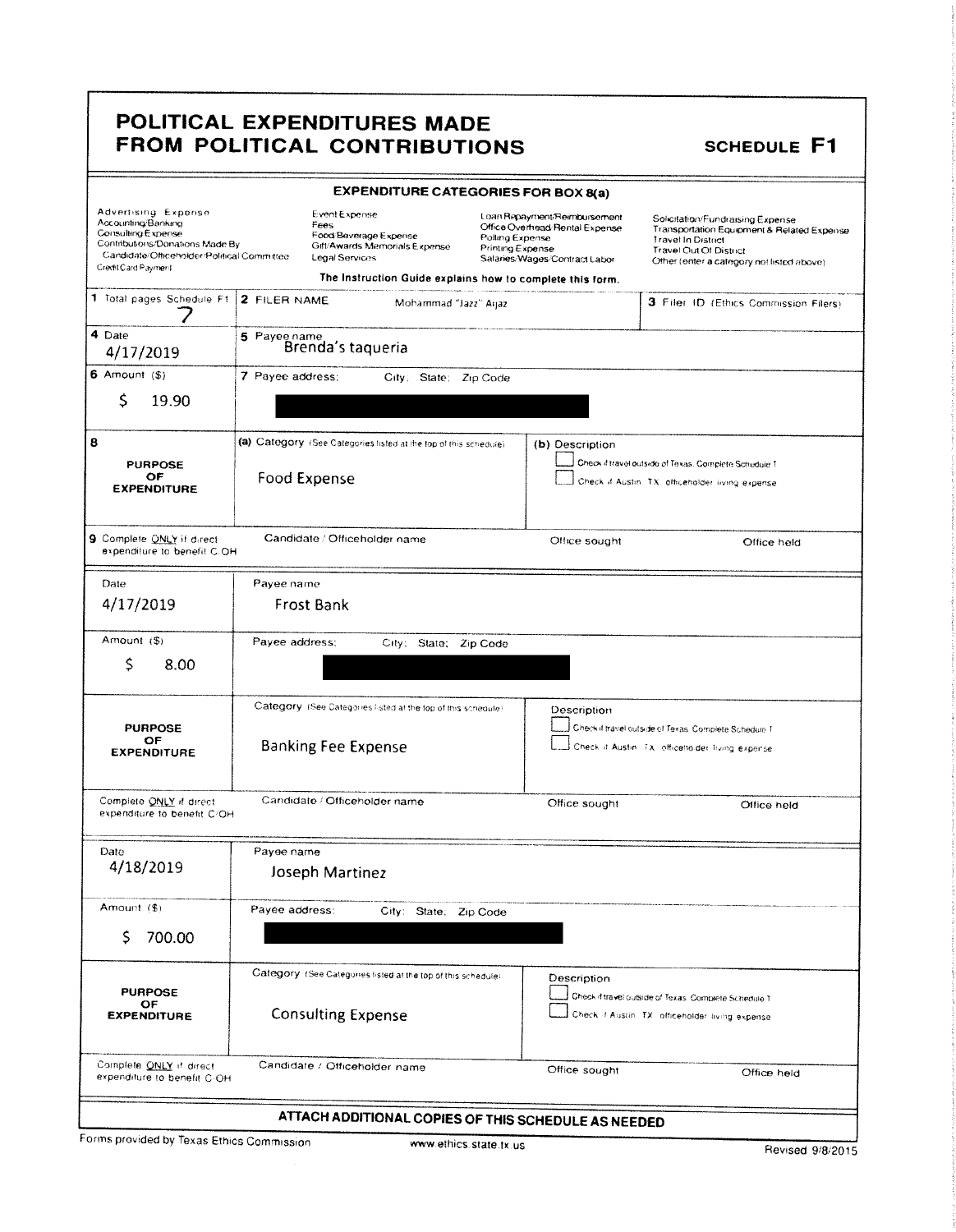# POLITICAL EXPENDITURES MADE FROM POLITICAL CONTRIBUTIONS

**SCHEDULE F1**

**EXPENDITURE CATEGORIES FOR BOX 8(a)**

| | | | |
|---|---|---|---|
| Advertising Expense | Event Expense | Loan Repayment/Reimbursement | Solicitation/Fundraising Expense |
| Accounting/Banking | Fees | Office Overhead/Rental Expense | Transportation Equipment & Related Expense |
| Consulting Expense | Food/Beverage Expense | Polling Expense | Travel In District |
| Contributions/Donations Made By Candidate/Officeholder/Political Committee | Gift/Awards/Memorials Expense | Printing Expense | Travel Out Of District |
| Credit Card Payment | Legal Services | Salaries/Wages/Contract Labor | Other (enter a category not listed above) |

**The Instruction Guide explains how to complete this form.**

| | | |
|---|---|---|
| 1 Total pages Schedule F1: 7 | 2 FILER NAME: Mohammad "Jazz" Aijaz | 3 Filer ID (Ethics Commission Filers) |

| | |
|---|---|
| 4 Date: 4/17/2019 | 5 Payee name: Brenda's taqueria |
| 6 Amount ($): $ 19.90 | 7 Payee address: City; State; Zip Code: [REDACTED] |
| 8 PURPOSE OF EXPENDITURE | (a) Category (See Categories listed at the top of this schedule): Food Expense |
| | (b) Description: ☐ Check if travel outside of Texas. Complete Schedule T ☐ Check if Austin, TX, officeholder living expense |
| 9 Complete ONLY if direct expenditure to benefit C/OH | Candidate / Officeholder name: — Office sought: — Office held: — |

| | |
|---|---|
| Date: 4/17/2019 | Payee name: Frost Bank |
| Amount ($): $ 8.00 | Payee address: City; State; Zip Code: [REDACTED] |
| PURPOSE OF EXPENDITURE | Category (See Categories listed at the top of this schedule): Banking Fee Expense |
| | Description: ☐ Check if travel outside of Texas. Complete Schedule T ☐ Check if Austin, TX, officeholder living expense |
| Complete ONLY if direct expenditure to benefit C/OH | Candidate / Officeholder name: — Office sought: — Office held: — |

| | |
|---|---|
| Date: 4/18/2019 | Payee name: Joseph Martinez |
| Amount ($): $ 700.00 | Payee address: City; State; Zip Code: [REDACTED] |
| PURPOSE OF EXPENDITURE | Category (See Categories listed at the top of this schedule): Consulting Expense |
| | Description: ☐ Check if travel outside of Texas. Complete Schedule T ☐ Check if Austin, TX, officeholder living expense |
| Complete ONLY if direct expenditure to benefit C/OH | Candidate / Officeholder name: — Office sought: — Office held: — |

**ATTACH ADDITIONAL COPIES OF THIS SCHEDULE AS NEEDED**

Forms provided by Texas Ethics Commission www.ethics.state.tx.us Revised 9/8/2015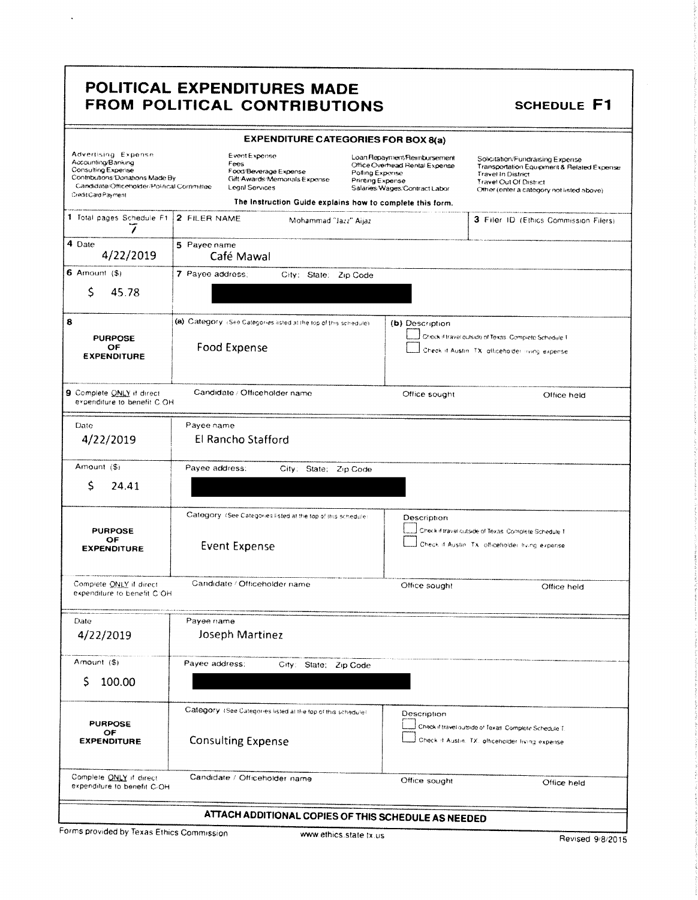# POLITICAL EXPENDITURES MADE FROM POLITICAL CONTRIBUTIONS

**SCHEDULE F1**

## EXPENDITURE CATEGORIES FOR BOX 8(a)

| | | | |
|---|---|---|---|
| Advertising Expense | Event Expense | Loan Repayment/Reimbursement | Solicitation/Fundraising Expense |
| Accounting/Banking | Fees | Office Overhead/Rental Expense | Transportation Equipment & Related Expense |
| Consulting Expense | Food/Beverage Expense | Polling Expense | Travel In District |
| Contributions/Donations Made By Candidate/Officeholder/Political Committee | Gift/Awards/Memorials Expense | Printing Expense | Travel Out Of District |
| Credit Card Payment | Legal Services | Salaries/Wages/Contract Labor | Other (enter a category not listed above) |

The Instruction Guide explains how to complete this form.

| | | |
|---|---|---|
| 1 Total pages Schedule F1: 7 | 2 FILER NAME: Mohammad "Jazz" Aijaz | 3 Filer ID (Ethics Commission Filers) |

| | | | |
|---|---|---|---|
| 4 Date: 4/22/2019 | 5 Payee name: Café Mawal | | |
| 6 Amount ($): $ 45.78 | 7 Payee address; City; State; Zip Code: [redacted] | | |
| 8 PURPOSE OF EXPENDITURE | (a) Category (See Categories listed at the top of this schedule): Food Expense | (b) Description: ☐ Check if travel outside of Texas. Complete Schedule T. ☐ Check if Austin, TX, officeholder living expense | |
| 9 Complete ONLY if direct expenditure to benefit C/OH | Candidate / Officeholder name | Office sought | Office held |

| | | | |
|---|---|---|---|
| Date: 4/22/2019 | Payee name: El Rancho Stafford | | |
| Amount ($): $ 24.41 | Payee address; City; State; Zip Code: [redacted] | | |
| PURPOSE OF EXPENDITURE | Category (See Categories listed at the top of this schedule): Event Expense | Description: ☐ Check if travel outside of Texas. Complete Schedule T. ☐ Check if Austin, TX, officeholder living expense | |
| Complete ONLY if direct expenditure to benefit C/OH | Candidate / Officeholder name | Office sought | Office held |

| | | | |
|---|---|---|---|
| Date: 4/22/2019 | Payee name: Joseph Martinez | | |
| Amount ($): $ 100.00 | Payee address; City; State; Zip Code: [redacted] | | |
| PURPOSE OF EXPENDITURE | Category (See Categories listed at the top of this schedule): Consulting Expense | Description: ☐ Check if travel outside of Texas. Complete Schedule T. ☐ Check if Austin, TX, officeholder living expense | |
| Complete ONLY if direct expenditure to benefit C/OH | Candidate / Officeholder name | Office sought | Office held |

**ATTACH ADDITIONAL COPIES OF THIS SCHEDULE AS NEEDED**

Forms provided by Texas Ethics Commission www.ethics.state.tx.us Revised 9/8/2015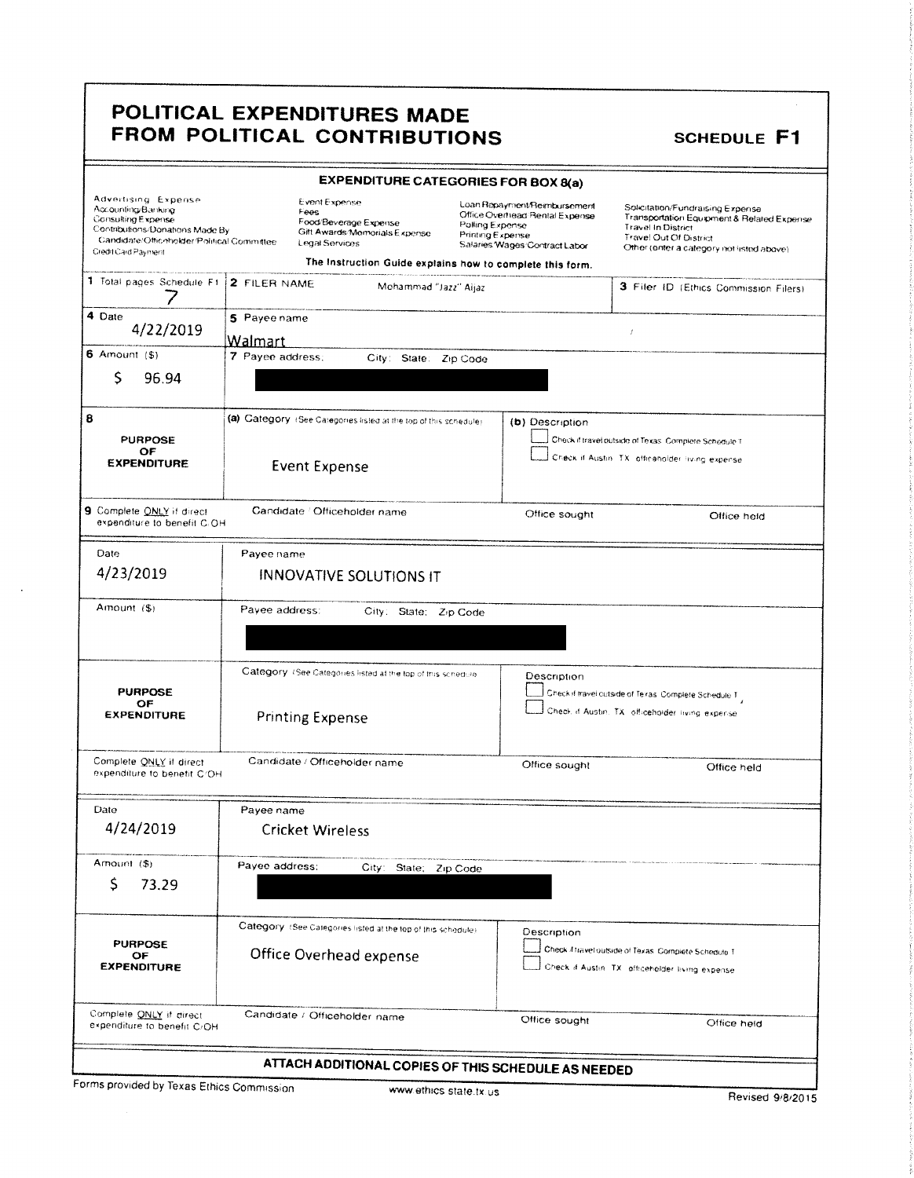# POLITICAL EXPENDITURES MADE FROM POLITICAL CONTRIBUTIONS

**SCHEDULE F1**

## EXPENDITURE CATEGORIES FOR BOX 8(a)

| | | | |
|---|---|---|---|
| Advertising Expense | Event Expense | Loan Repayment/Reimbursement | Solicitation/Fundraising Expense |
| Accounting/Banking | Fees | Office Overhead/Rental Expense | Transportation Equipment & Related Expense |
| Consulting Expense | Food/Beverage Expense | Polling Expense | Travel In District |
| Contributions/Donations Made By Candidate/Officeholder/Political Committee | Gift Awards/Memorials Expense | Printing Expense | Travel Out Of District |
| Credit Card Payment | Legal Services | Salaries/Wages/Contract Labor | Other (enter a category not listed above) |

The Instruction Guide explains how to complete this form.

| | | |
|---|---|---|
| **1** Total pages Schedule F1: 7 | **2** FILER NAME: Mohammad "Jazz" Aijaz | **3** Filer ID (Ethics Commission Filers) |

| | |
|---|---|
| **4** Date: 4/22/2019 | **5** Payee name: Walmart |
| **6** Amount ($): $ 96.94 | **7** Payee address; City; State; Zip Code: [REDACTED] |
| **8** PURPOSE OF EXPENDITURE | **(a)** Category (See Categories listed at the top of this schedule): Event Expense |
| | **(b)** Description: ☐ Check if travel outside of Texas. Complete Schedule T ☐ Check if Austin, TX, officeholder living expense |
| **9** Complete ONLY if direct expenditure to benefit C/OH | Candidate / Officeholder name: — Office sought: — Office held: — |

| | |
|---|---|
| Date: 4/23/2019 | Payee name: INNOVATIVE SOLUTIONS IT |
| Amount ($): | Payee address; City; State; Zip Code: [REDACTED] |
| PURPOSE OF EXPENDITURE | Category (See Categories listed at the top of this schedule): Printing Expense |
| | Description: ☐ Check if travel outside of Texas. Complete Schedule T ☐ Check if Austin, TX, officeholder living expense |
| Complete ONLY if direct expenditure to benefit C/OH | Candidate / Officeholder name: — Office sought: — Office held: — |

| | |
|---|---|
| Date: 4/24/2019 | Payee name: Cricket Wireless |
| Amount ($): $ 73.29 | Payee address; City; State; Zip Code: [REDACTED] |
| PURPOSE OF EXPENDITURE | Category (See Categories listed at the top of this schedule): Office Overhead expense |
| | Description: ☐ Check if travel outside of Texas. Complete Schedule T ☐ Check if Austin, TX, officeholder living expense |
| Complete ONLY if direct expenditure to benefit C/OH | Candidate / Officeholder name: — Office sought: — Office held: — |

**ATTACH ADDITIONAL COPIES OF THIS SCHEDULE AS NEEDED**

Forms provided by Texas Ethics Commission www.ethics.state.tx.us Revised 9/8/2015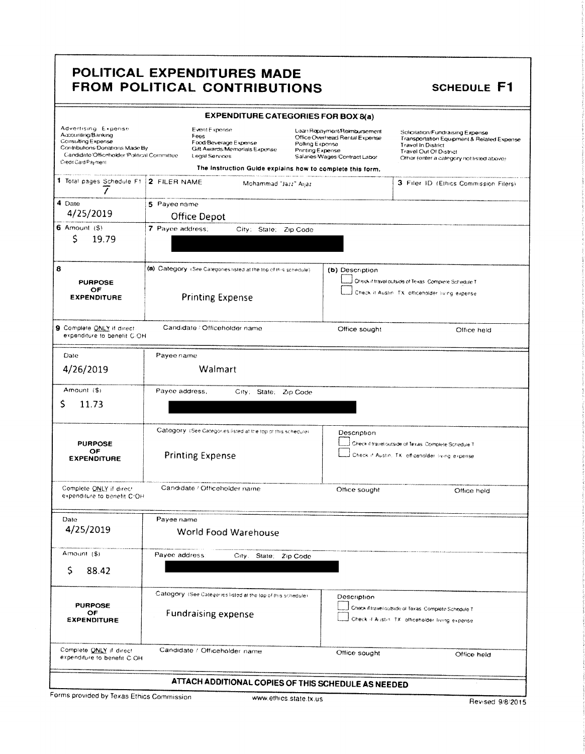# POLITICAL EXPENDITURES MADE FROM POLITICAL CONTRIBUTIONS

## SCHEDULE F1

### EXPENDITURE CATEGORIES FOR BOX 8(a)

| | | | |
|---|---|---|---|
| Advertising Expense | Event Expense | Loan Repayment/Reimbursement | Solicitation/Fundraising Expense |
| Accounting/Banking | Fees | Office Overhead/Rental Expense | Transportation Equipment & Related Expense |
| Consulting Expense | Food/Beverage Expense | Polling Expense | Travel In District |
| Contributions/Donations Made By Candidate/Officeholder/Political Committee | Gift Awards/Memorials Expense | Printing Expense | Travel Out Of District |
| Credit Card Payment | Legal Services | Salaries/Wages/Contract Labor | Other (enter a category not listed above) |

The Instruction Guide explains how to complete this form.

| | | |
|---|---|---|
| 1 Total pages Schedule F1: 7 | 2 FILER NAME: Mohammad "Jazz" Aijaz | 3 Filer ID (Ethics Commission Filers) |

| | | |
|---|---|---|
| 4 Date: 4/25/2019 | 5 Payee name: Office Depot | |
| 6 Amount ($): $ 19.79 | 7 Payee address; City; State; Zip Code: [redacted] | |
| 8 PURPOSE OF EXPENDITURE | (a) Category (See Categories listed at the top of this schedule): Printing Expense | (b) Description: ☐ Check if travel outside of Texas. Complete Schedule T ☐ Check if Austin, TX, officeholder living expense |
| 9 Complete ONLY if direct expenditure to benefit C/OH | Candidate / Officeholder name | Office sought / Office held |

| | | |
|---|---|---|
| Date: 4/26/2019 | Payee name: Walmart | |
| Amount ($): $ 11.73 | Payee address; City; State; Zip Code: [redacted] | |
| PURPOSE OF EXPENDITURE | Category (See Categories listed at the top of this schedule): Printing Expense | Description: ☐ Check if travel outside of Texas. Complete Schedule T ☐ Check if Austin, TX, officeholder living expense |
| Complete ONLY if direct expenditure to benefit C/OH | Candidate / Officeholder name | Office sought / Office held |

| | | |
|---|---|---|
| Date: 4/25/2019 | Payee name: World Food Warehouse | |
| Amount ($): $ 88.42 | Payee address; City; State; Zip Code: [redacted] | |
| PURPOSE OF EXPENDITURE | Category (See Categories listed at the top of this schedule): Fundraising expense | Description: ☐ Check if travel outside of Texas. Complete Schedule T ☐ Check if Austin, TX, officeholder living expense |
| Complete ONLY if direct expenditure to benefit C/OH | Candidate / Officeholder name | Office sought / Office held |

ATTACH ADDITIONAL COPIES OF THIS SCHEDULE AS NEEDED

Forms provided by Texas Ethics Commission www.ethics.state.tx.us Revised 9/8/2015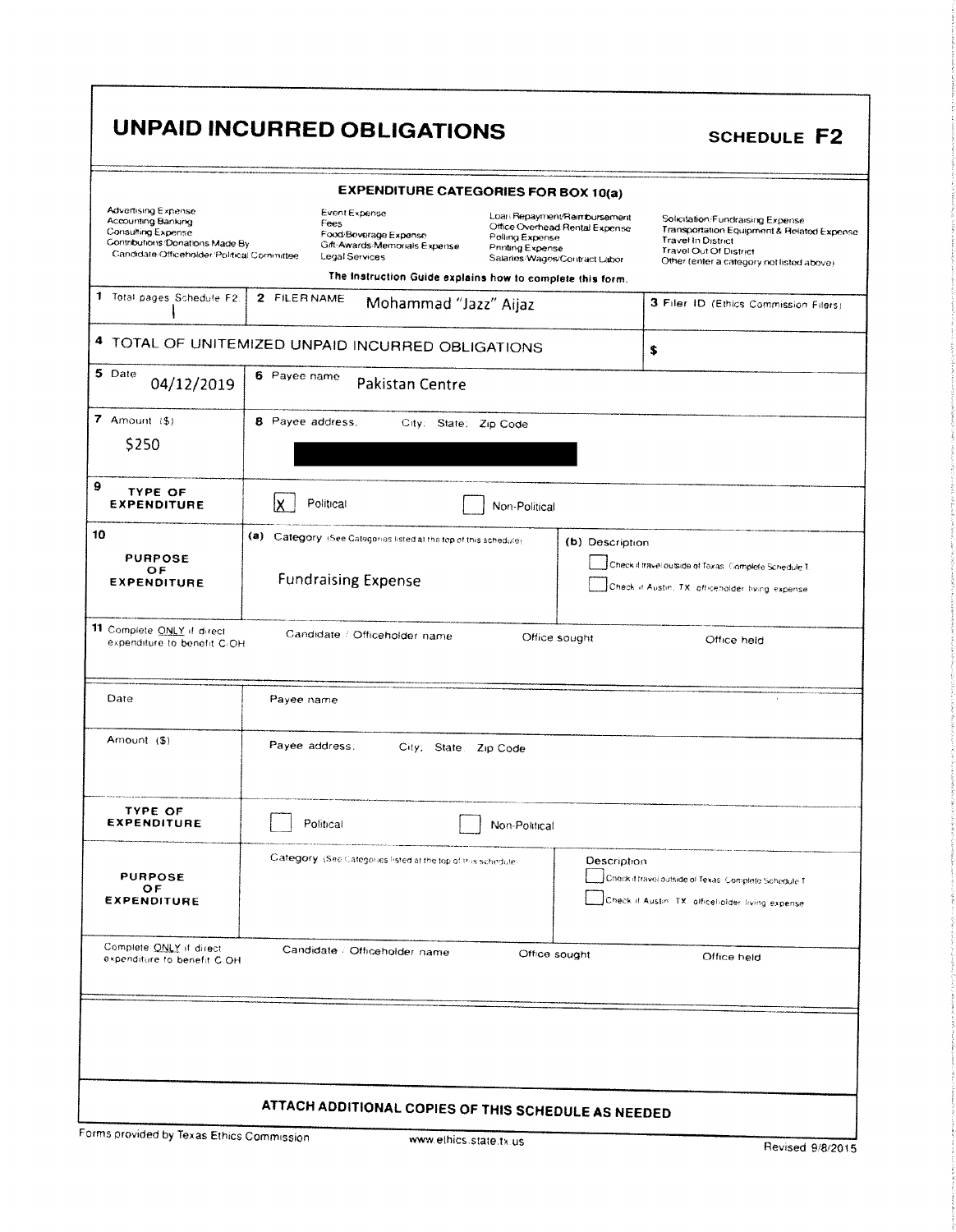# UNPAID INCURRED OBLIGATIONS

## SCHEDULE F2

### EXPENDITURE CATEGORIES FOR BOX 10(a)

| | | | |
|---|---|---|---|
| Advertising Expense | Event Expense | Loan Repayment/Reimbursement | Solicitation/Fundraising Expense |
| Accounting/Banking | Fees | Office Overhead/Rental Expense | Transportation Equipment & Related Expense |
| Consulting Expense | Food/Beverage Expense | Polling Expense | Travel In District |
| Contributions/Donations Made By Candidate/Officeholder/Political Committee | Gift/Awards/Memorials Expense | Printing Expense | Travel Out Of District |
| | Legal Services | Salaries/Wages/Contract Labor | Other (enter a category not listed above) |

**The Instruction Guide explains how to complete this form.**

| | | |
|---|---|---|
| 1 Total pages Schedule F2: 1 | 2 FILER NAME: Mohammad "Jazz" Aijaz | 3 Filer ID (Ethics Commission Filers) |
| 4 TOTAL OF UNITEMIZED UNPAID INCURRED OBLIGATIONS | | $ |
| 5 Date: 04/12/2019 | 6 Payee name: Pakistan Centre | |
| 7 Amount ($): $250 | 8 Payee address; City; State; Zip Code: [REDACTED] | |
| 9 TYPE OF EXPENDITURE | [X] Political [ ] Non-Political | |
| 10 PURPOSE OF EXPENDITURE | (a) Category (See Categories listed at the top of this schedule): Fundraising Expense | (b) Description<br>[ ] Check if travel outside of Texas. Complete Schedule T<br>[ ] Check if Austin, TX officeholder living expense |
| 11 Complete ONLY if direct expenditure to benefit C/OH | Candidate / Officeholder name; Office sought | Office held |

| | | |
|---|---|---|
| Date | Payee name | |
| Amount ($) | Payee address; City; State; Zip Code | |
| TYPE OF EXPENDITURE | [ ] Political [ ] Non-Political | |
| PURPOSE OF EXPENDITURE | Category (See Categories listed at the top of this schedule) | Description<br>[ ] Check if travel outside of Texas. Complete Schedule T<br>[ ] Check if Austin, TX officeholder living expense |
| Complete ONLY if direct expenditure to benefit C/OH | Candidate / Officeholder name; Office sought | Office held |

**ATTACH ADDITIONAL COPIES OF THIS SCHEDULE AS NEEDED**

Forms provided by Texas Ethics Commission www.ethics.state.tx.us Revised 9/8/2015